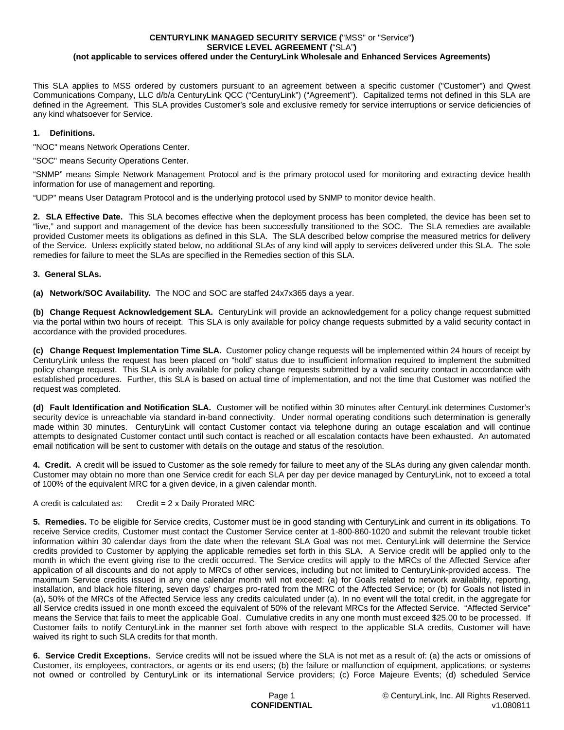**CENTURYLINK MANAGED SECURITY SERVICE (**"MSS" or "Service"**)**
**SERVICE LEVEL AGREEMENT (**"SLA"**)**
**(not applicable to services offered under the CenturyLink Wholesale and Enhanced Services Agreements)**

This SLA applies to MSS ordered by customers pursuant to an agreement between a specific customer ("Customer") and Qwest Communications Company, LLC d/b/a CenturyLink QCC ("CenturyLink") ("Agreement"). Capitalized terms not defined in this SLA are defined in the Agreement. This SLA provides Customer's sole and exclusive remedy for service interruptions or service deficiencies of any kind whatsoever for Service.

**1. Definitions.**

"NOC" means Network Operations Center.

"SOC" means Security Operations Center.

"SNMP" means Simple Network Management Protocol and is the primary protocol used for monitoring and extracting device health information for use of management and reporting.

"UDP" means User Datagram Protocol and is the underlying protocol used by SNMP to monitor device health.

**2. SLA Effective Date.** This SLA becomes effective when the deployment process has been completed, the device has been set to "live," and support and management of the device has been successfully transitioned to the SOC. The SLA remedies are available provided Customer meets its obligations as defined in this SLA. The SLA described below comprise the measured metrics for delivery of the Service. Unless explicitly stated below, no additional SLAs of any kind will apply to services delivered under this SLA. The sole remedies for failure to meet the SLAs are specified in the Remedies section of this SLA.

**3. General SLAs.**

**(a) Network/SOC Availability.** The NOC and SOC are staffed 24x7x365 days a year.

**(b) Change Request Acknowledgement SLA.** CenturyLink will provide an acknowledgement for a policy change request submitted via the portal within two hours of receipt. This SLA is only available for policy change requests submitted by a valid security contact in accordance with the provided procedures.

**(c) Change Request Implementation Time SLA.** Customer policy change requests will be implemented within 24 hours of receipt by CenturyLink unless the request has been placed on "hold" status due to insufficient information required to implement the submitted policy change request. This SLA is only available for policy change requests submitted by a valid security contact in accordance with established procedures. Further, this SLA is based on actual time of implementation, and not the time that Customer was notified the request was completed.

**(d) Fault Identification and Notification SLA.** Customer will be notified within 30 minutes after CenturyLink determines Customer's security device is unreachable via standard in-band connectivity. Under normal operating conditions such determination is generally made within 30 minutes. CenturyLink will contact Customer contact via telephone during an outage escalation and will continue attempts to designated Customer contact until such contact is reached or all escalation contacts have been exhausted. An automated email notification will be sent to customer with details on the outage and status of the resolution.

**4. Credit.** A credit will be issued to Customer as the sole remedy for failure to meet any of the SLAs during any given calendar month. Customer may obtain no more than one Service credit for each SLA per day per device managed by CenturyLink, not to exceed a total of 100% of the equivalent MRC for a given device, in a given calendar month.

A credit is calculated as: Credit = 2 x Daily Prorated MRC

**5. Remedies.** To be eligible for Service credits, Customer must be in good standing with CenturyLink and current in its obligations. To receive Service credits, Customer must contact the Customer Service center at 1-800-860-1020 and submit the relevant trouble ticket information within 30 calendar days from the date when the relevant SLA Goal was not met. CenturyLink will determine the Service credits provided to Customer by applying the applicable remedies set forth in this SLA. A Service credit will be applied only to the month in which the event giving rise to the credit occurred. The Service credits will apply to the MRCs of the Affected Service after application of all discounts and do not apply to MRCs of other services, including but not limited to CenturyLink-provided access. The maximum Service credits issued in any one calendar month will not exceed: (a) for Goals related to network availability, reporting, installation, and black hole filtering, seven days' charges pro-rated from the MRC of the Affected Service; or (b) for Goals not listed in (a), 50% of the MRCs of the Affected Service less any credits calculated under (a). In no event will the total credit, in the aggregate for all Service credits issued in one month exceed the equivalent of 50% of the relevant MRCs for the Affected Service. "Affected Service" means the Service that fails to meet the applicable Goal. Cumulative credits in any one month must exceed $25.00 to be processed. If Customer fails to notify CenturyLink in the manner set forth above with respect to the applicable SLA credits, Customer will have waived its right to such SLA credits for that month.

**6. Service Credit Exceptions.** Service credits will not be issued where the SLA is not met as a result of: (a) the acts or omissions of Customer, its employees, contractors, or agents or its end users; (b) the failure or malfunction of equipment, applications, or systems not owned or controlled by CenturyLink or its international Service providers; (c) Force Majeure Events; (d) scheduled Service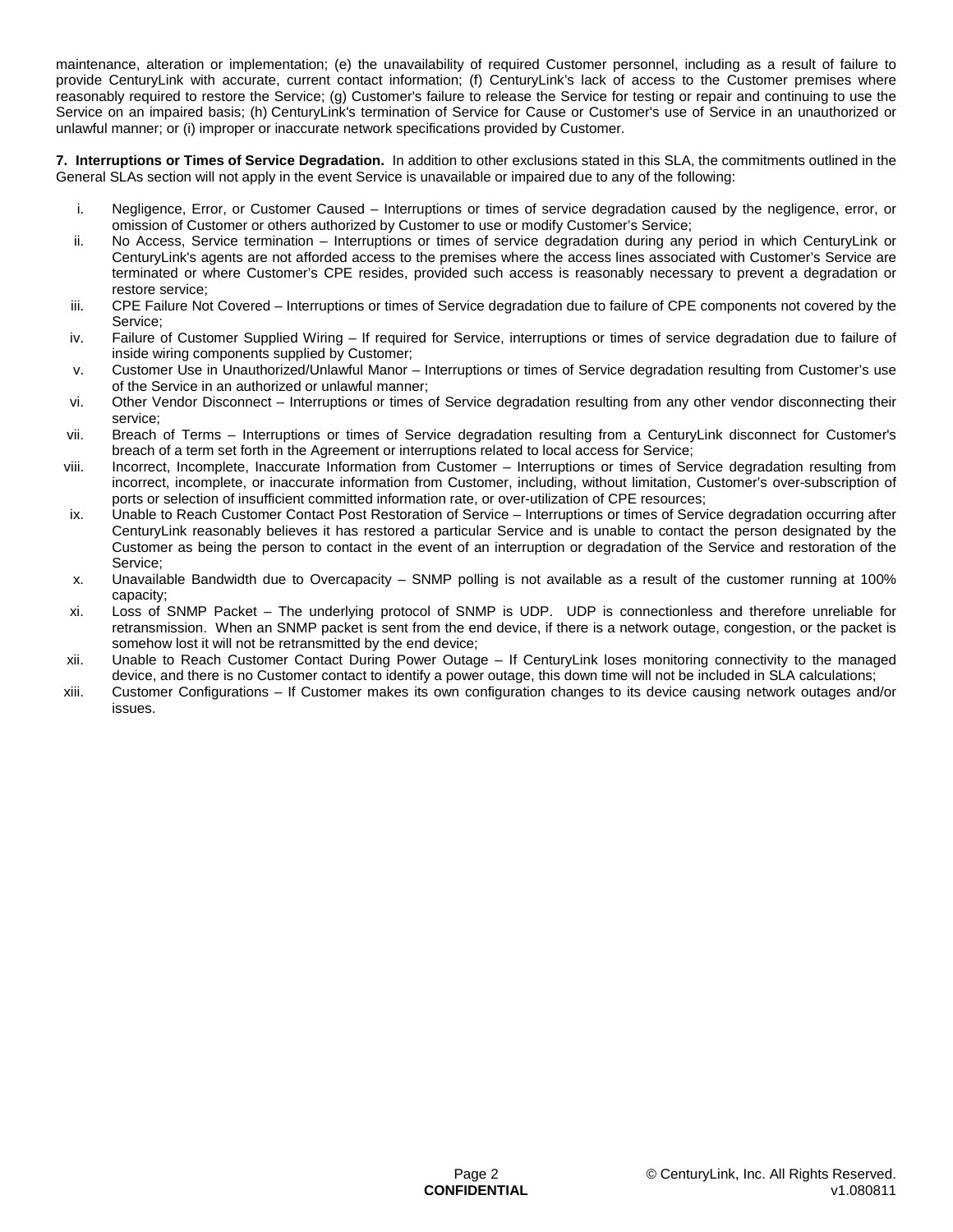maintenance, alteration or implementation; (e) the unavailability of required Customer personnel, including as a result of failure to provide CenturyLink with accurate, current contact information; (f) CenturyLink's lack of access to the Customer premises where reasonably required to restore the Service; (g) Customer's failure to release the Service for testing or repair and continuing to use the Service on an impaired basis; (h) CenturyLink's termination of Service for Cause or Customer's use of Service in an unauthorized or unlawful manner; or (i) improper or inaccurate network specifications provided by Customer.

**7. Interruptions or Times of Service Degradation.** In addition to other exclusions stated in this SLA, the commitments outlined in the General SLAs section will not apply in the event Service is unavailable or impaired due to any of the following:

i. Negligence, Error, or Customer Caused – Interruptions or times of service degradation caused by the negligence, error, or omission of Customer or others authorized by Customer to use or modify Customer's Service;

ii. No Access, Service termination – Interruptions or times of service degradation during any period in which CenturyLink or CenturyLink's agents are not afforded access to the premises where the access lines associated with Customer's Service are terminated or where Customer's CPE resides, provided such access is reasonably necessary to prevent a degradation or restore service;

iii. CPE Failure Not Covered – Interruptions or times of Service degradation due to failure of CPE components not covered by the Service;

iv. Failure of Customer Supplied Wiring – If required for Service, interruptions or times of service degradation due to failure of inside wiring components supplied by Customer;

v. Customer Use in Unauthorized/Unlawful Manor – Interruptions or times of Service degradation resulting from Customer's use of the Service in an authorized or unlawful manner;

vi. Other Vendor Disconnect – Interruptions or times of Service degradation resulting from any other vendor disconnecting their service;

vii. Breach of Terms – Interruptions or times of Service degradation resulting from a CenturyLink disconnect for Customer's breach of a term set forth in the Agreement or interruptions related to local access for Service;

viii. Incorrect, Incomplete, Inaccurate Information from Customer – Interruptions or times of Service degradation resulting from incorrect, incomplete, or inaccurate information from Customer, including, without limitation, Customer's over-subscription of ports or selection of insufficient committed information rate, or over-utilization of CPE resources;

ix. Unable to Reach Customer Contact Post Restoration of Service – Interruptions or times of Service degradation occurring after CenturyLink reasonably believes it has restored a particular Service and is unable to contact the person designated by the Customer as being the person to contact in the event of an interruption or degradation of the Service and restoration of the Service;

x. Unavailable Bandwidth due to Overcapacity – SNMP polling is not available as a result of the customer running at 100% capacity;

xi. Loss of SNMP Packet – The underlying protocol of SNMP is UDP. UDP is connectionless and therefore unreliable for retransmission. When an SNMP packet is sent from the end device, if there is a network outage, congestion, or the packet is somehow lost it will not be retransmitted by the end device;

xii. Unable to Reach Customer Contact During Power Outage – If CenturyLink loses monitoring connectivity to the managed device, and there is no Customer contact to identify a power outage, this down time will not be included in SLA calculations;

xiii. Customer Configurations – If Customer makes its own configuration changes to its device causing network outages and/or issues.